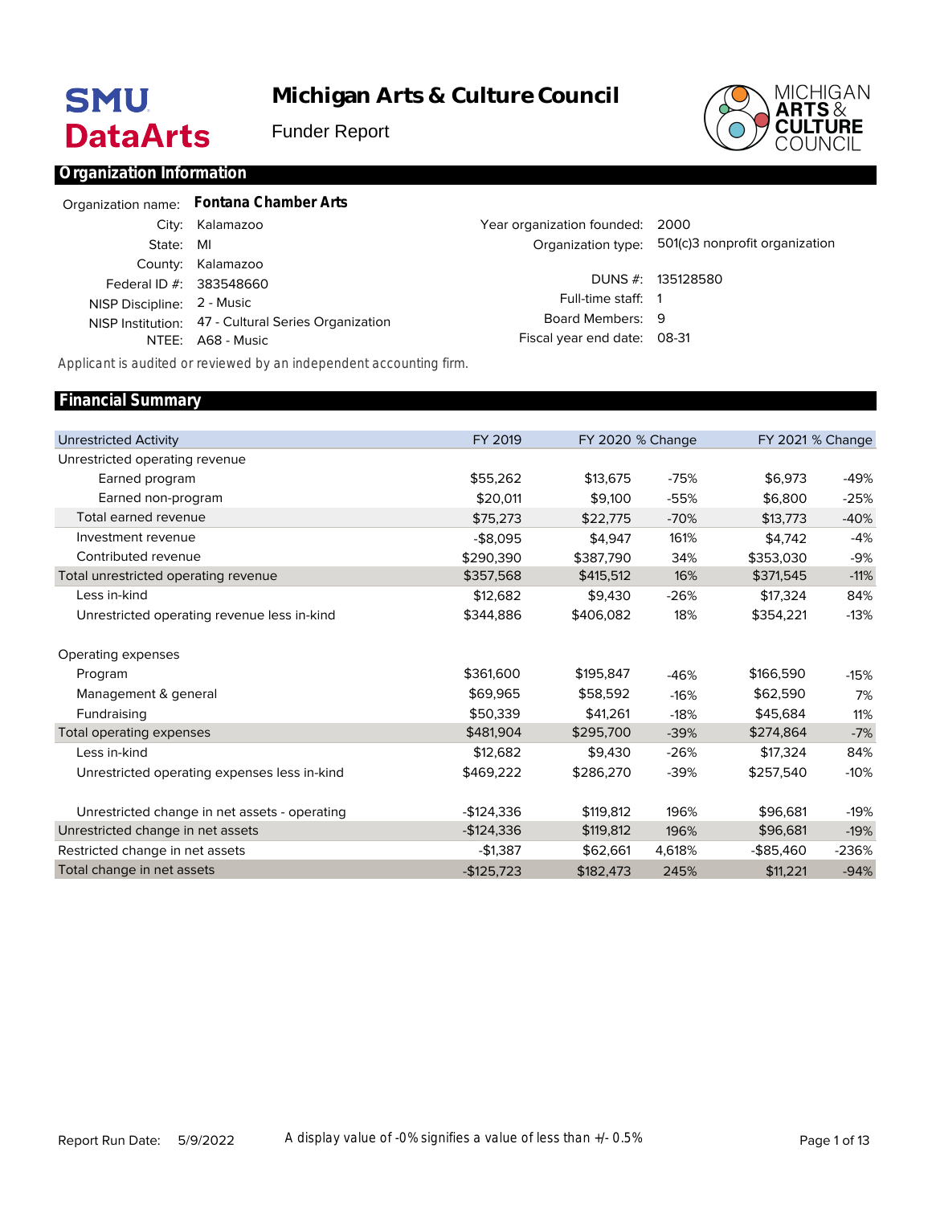# Michigan Arts & Culture Council

Funder Report

## Organization Information

| | | | |
|---|---|---|---|
| Organization name: | **Fontana Chamber Arts** | | |
| City: | Kalamazoo | Year organization founded: | 2000 |
| State: | MI | Organization type: | 501(c)3 nonprofit organization |
| County: | Kalamazoo | | |
| Federal ID #: | 383548660 | DUNS #: | 135128580 |
| NISP Discipline: | 2 - Music | Full-time staff: | 1 |
| NISP Institution: | 47 - Cultural Series Organization | Board Members: | 9 |
| NTEE: | A68 - Music | Fiscal year end date: | 08-31 |

Applicant is audited or reviewed by an independent accounting firm.

## Financial Summary

| Unrestricted Activity | FY 2019 | FY 2020 | % Change | FY 2021 | % Change |
|---|---|---|---|---|---|
| Unrestricted operating revenue | | | | | |
| Earned program | $55,262 | $13,675 | -75% | $6,973 | -49% |
| Earned non-program | $20,011 | $9,100 | -55% | $6,800 | -25% |
| Total earned revenue | $75,273 | $22,775 | -70% | $13,773 | -40% |
| Investment revenue | -$8,095 | $4,947 | 161% | $4,742 | -4% |
| Contributed revenue | $290,390 | $387,790 | 34% | $353,030 | -9% |
| Total unrestricted operating revenue | $357,568 | $415,512 | 16% | $371,545 | -11% |
| Less in-kind | $12,682 | $9,430 | -26% | $17,324 | 84% |
| Unrestricted operating revenue less in-kind | $344,886 | $406,082 | 18% | $354,221 | -13% |
| | | | | | |
| Operating expenses | | | | | |
| Program | $361,600 | $195,847 | -46% | $166,590 | -15% |
| Management & general | $69,965 | $58,592 | -16% | $62,590 | 7% |
| Fundraising | $50,339 | $41,261 | -18% | $45,684 | 11% |
| Total operating expenses | $481,904 | $295,700 | -39% | $274,864 | -7% |
| Less in-kind | $12,682 | $9,430 | -26% | $17,324 | 84% |
| Unrestricted operating expenses less in-kind | $469,222 | $286,270 | -39% | $257,540 | -10% |
| | | | | | |
| Unrestricted change in net assets - operating | -$124,336 | $119,812 | 196% | $96,681 | -19% |
| Unrestricted change in net assets | -$124,336 | $119,812 | 196% | $96,681 | -19% |
| Restricted change in net assets | -$1,387 | $62,661 | 4,618% | -$85,460 | -236% |
| Total change in net assets | -$125,723 | $182,473 | 245% | $11,221 | -94% |

Report Run Date: 5/9/2022

A display value of -0% signifies a value of less than +/- 0.5%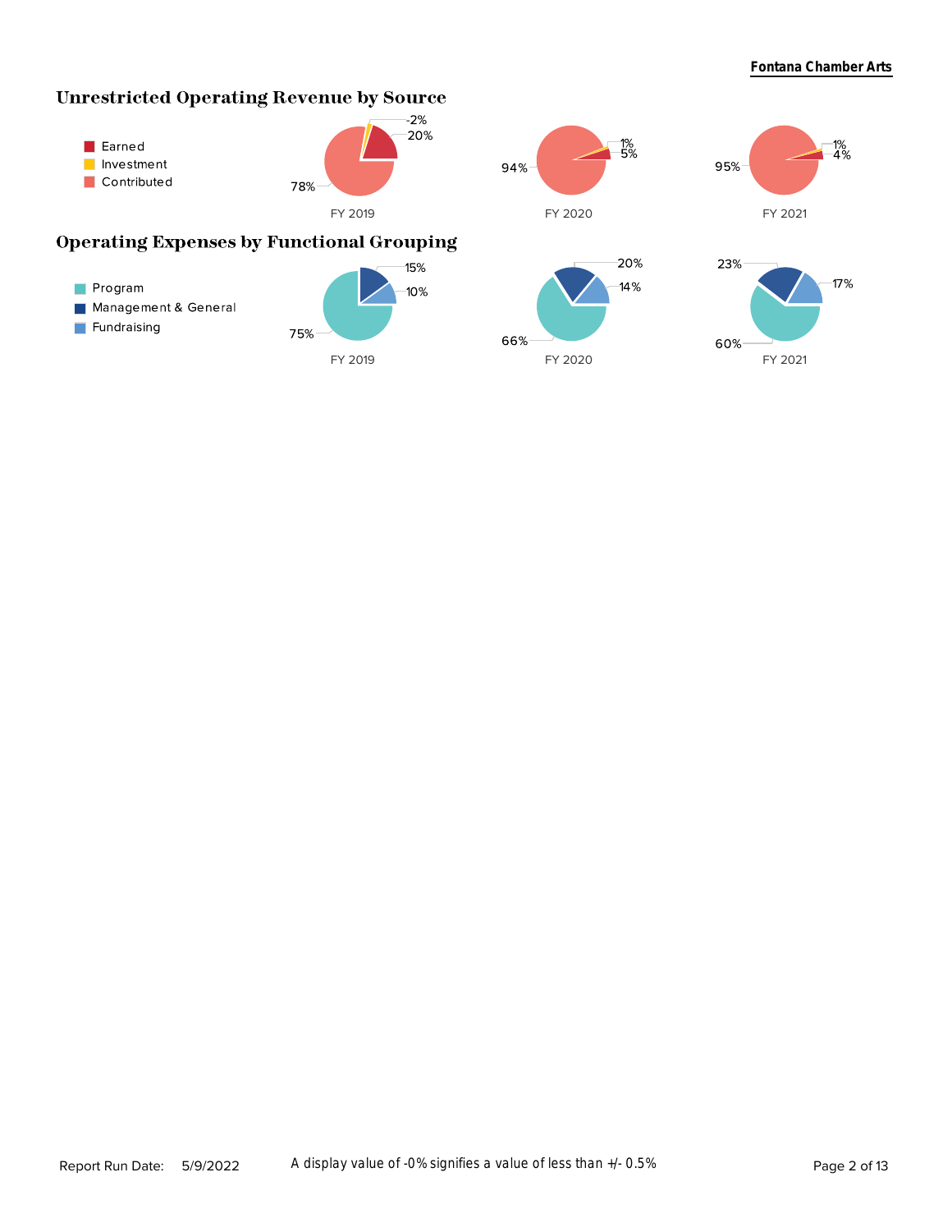## Unrestricted Operating Revenue by Source

Legend: Earned, Investment, Contributed

| | FY 2019 | FY 2020 | FY 2021 |
|---|---|---|---|
| Earned | 20% | 5% | 4% |
| Investment | -2% | 1% | 1% |
| Contributed | 78% | 94% | 95% |

## Operating Expenses by Functional Grouping

Legend: Program, Management & General, Fundraising

| | FY 2019 | FY 2020 | FY 2021 |
|---|---|---|---|
| Program | 75% | 66% | 60% |
| Management & General | 15% | 20% | 23% |
| Fundraising | 10% | 14% | 17% |

A display value of -0% signifies a value of less than +/- 0.5%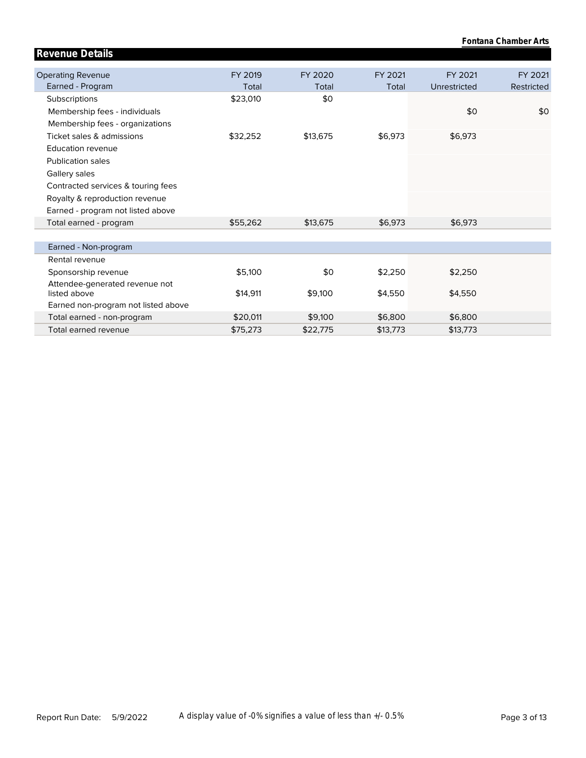## Revenue Details

| Operating Revenue | FY 2019 | FY 2020 | FY 2021 | FY 2021 | FY 2021 |
|---|---|---|---|---|---|
| Earned - Program | Total | Total | Total | Unrestricted | Restricted |
| Subscriptions | $23,010 | $0 | | | |
| Membership fees - individuals | | | | $0 | $0 |
| Membership fees - organizations | | | | | |
| Ticket sales & admissions | $32,252 | $13,675 | $6,973 | $6,973 | |
| Education revenue | | | | | |
| Publication sales | | | | | |
| Gallery sales | | | | | |
| Contracted services & touring fees | | | | | |
| Royalty & reproduction revenue | | | | | |
| Earned - program not listed above | | | | | |
| Total earned - program | $55,262 | $13,675 | $6,973 | $6,973 | |
| **Earned - Non-program** | | | | | |
| Rental revenue | | | | | |
| Sponsorship revenue | $5,100 | $0 | $2,250 | $2,250 | |
| Attendee-generated revenue not listed above | $14,911 | $9,100 | $4,550 | $4,550 | |
| Earned non-program not listed above | | | | | |
| Total earned - non-program | $20,011 | $9,100 | $6,800 | $6,800 | |
| Total earned revenue | $75,273 | $22,775 | $13,773 | $13,773 | |

Report Run Date: 5/9/2022

A display value of -0% signifies a value of less than +/- 0.5%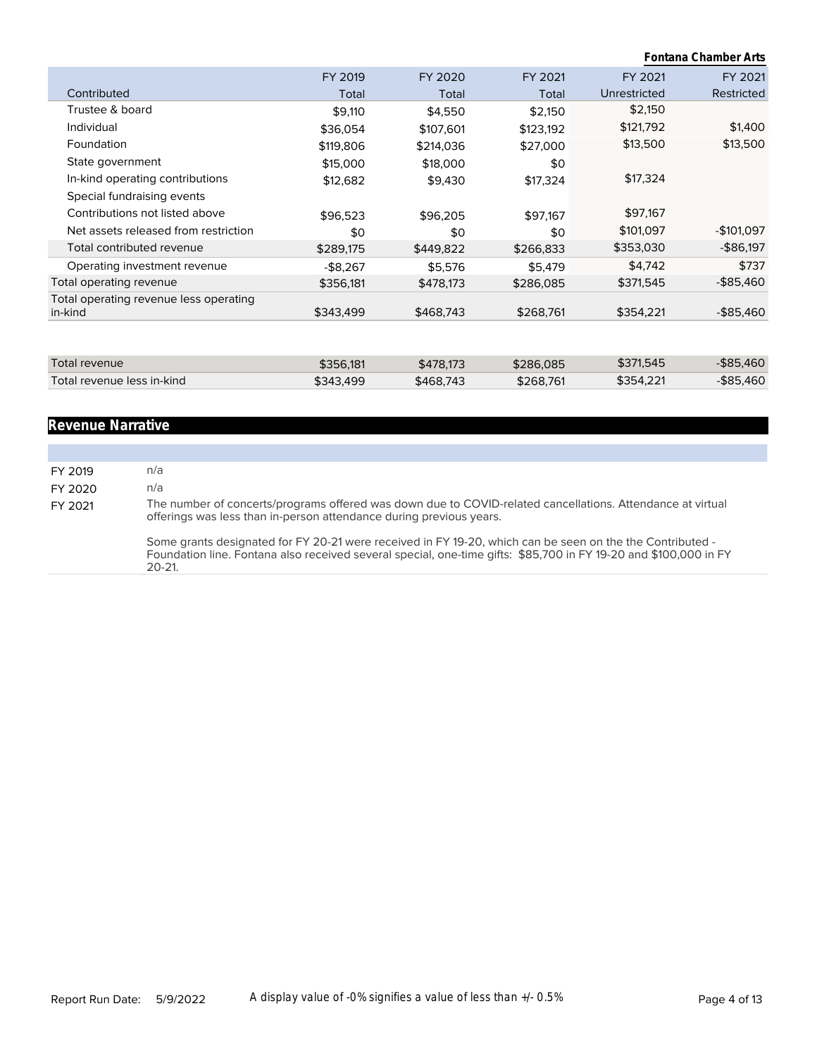| Contributed | FY 2019 Total | FY 2020 Total | FY 2021 Total | FY 2021 Unrestricted | FY 2021 Restricted |
|---|---|---|---|---|---|
| Trustee & board | $9,110 | $4,550 | $2,150 | $2,150 | |
| Individual | $36,054 | $107,601 | $123,192 | $121,792 | $1,400 |
| Foundation | $119,806 | $214,036 | $27,000 | $13,500 | $13,500 |
| State government | $15,000 | $18,000 | $0 | | |
| In-kind operating contributions | $12,682 | $9,430 | $17,324 | $17,324 | |
| Special fundraising events | | | | | |
| Contributions not listed above | $96,523 | $96,205 | $97,167 | $97,167 | |
| Net assets released from restriction | $0 | $0 | $0 | $101,097 | -$101,097 |
| Total contributed revenue | $289,175 | $449,822 | $266,833 | $353,030 | -$86,197 |
| Operating investment revenue | -$8,267 | $5,576 | $5,479 | $4,742 | $737 |
| Total operating revenue | $356,181 | $478,173 | $286,085 | $371,545 | -$85,460 |
| Total operating revenue less operating in-kind | $343,499 | $468,743 | $268,761 | $354,221 | -$85,460 |
| | | | | | |
| Total revenue | $356,181 | $478,173 | $286,085 | $371,545 | -$85,460 |
| Total revenue less in-kind | $343,499 | $468,743 | $268,761 | $354,221 | -$85,460 |

## Revenue Narrative

| | |
|---|---|
| FY 2019 | n/a |
| FY 2020 | n/a |
| FY 2021 | The number of concerts/programs offered was down due to COVID-related cancellations. Attendance at virtual offerings was less than in-person attendance during previous years.<br><br>Some grants designated for FY 20-21 were received in FY 19-20, which can be seen on the the Contributed - Foundation line. Fontana also received several special, one-time gifts: $85,700 in FY 19-20 and $100,000 in FY 20-21. |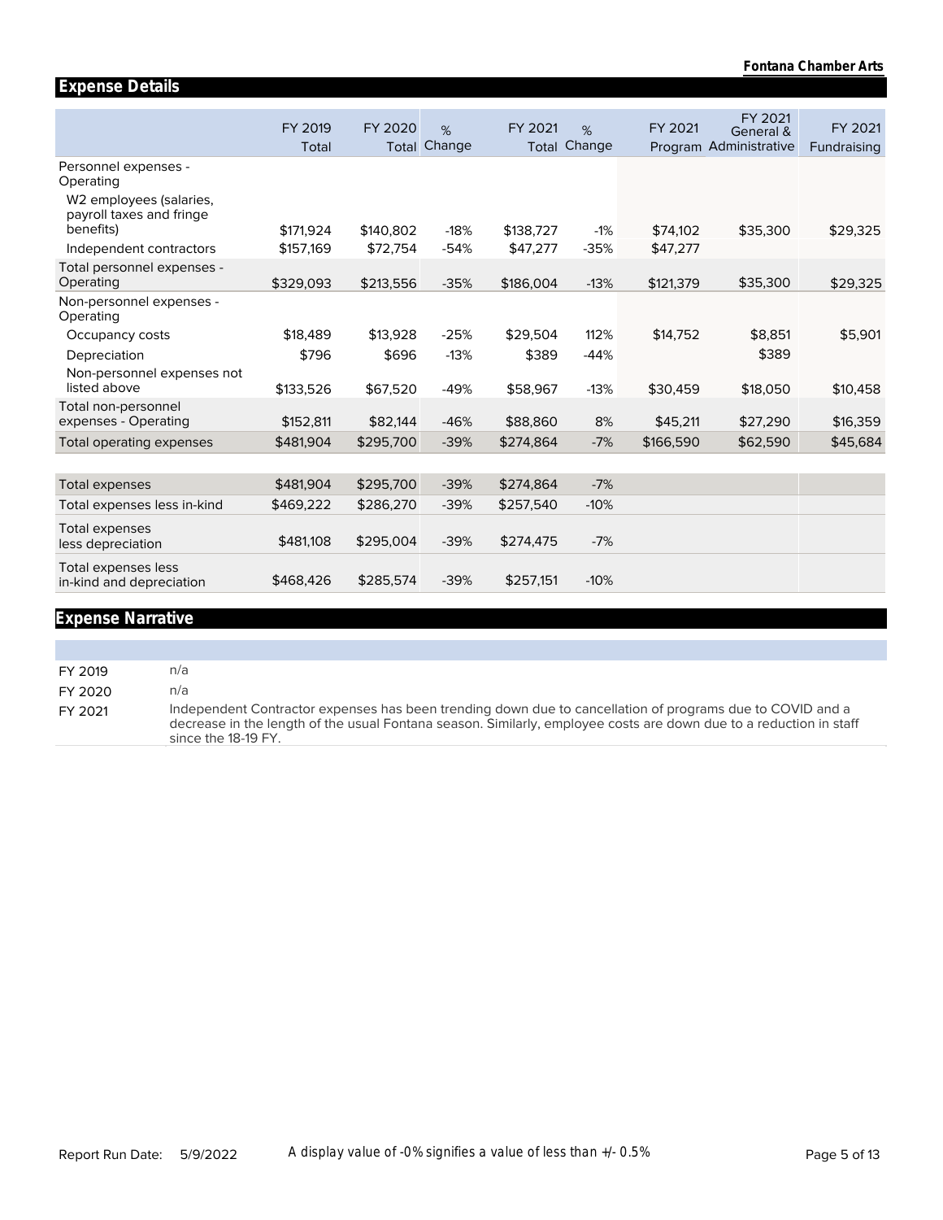## Expense Details

| | FY 2019 Total | FY 2020 Total | % Change | FY 2021 Total | % Change | FY 2021 Program | FY 2021 General & Administrative | FY 2021 Fundraising |
|---|---|---|---|---|---|---|---|---|
| Personnel expenses - Operating | | | | | | | | |
| W2 employees (salaries, payroll taxes and fringe benefits) | $171,924 | $140,802 | -18% | $138,727 | -1% | $74,102 | $35,300 | $29,325 |
| Independent contractors | $157,169 | $72,754 | -54% | $47,277 | -35% | $47,277 | | |
| Total personnel expenses - Operating | $329,093 | $213,556 | -35% | $186,004 | -13% | $121,379 | $35,300 | $29,325 |
| Non-personnel expenses - Operating | | | | | | | | |
| Occupancy costs | $18,489 | $13,928 | -25% | $29,504 | 112% | $14,752 | $8,851 | $5,901 |
| Depreciation | $796 | $696 | -13% | $389 | -44% | | $389 | |
| Non-personnel expenses not listed above | $133,526 | $67,520 | -49% | $58,967 | -13% | $30,459 | $18,050 | $10,458 |
| Total non-personnel expenses - Operating | $152,811 | $82,144 | -46% | $88,860 | 8% | $45,211 | $27,290 | $16,359 |
| Total operating expenses | $481,904 | $295,700 | -39% | $274,864 | -7% | $166,590 | $62,590 | $45,684 |
| | | | | | | | | |
| Total expenses | $481,904 | $295,700 | -39% | $274,864 | -7% | | | |
| Total expenses less in-kind | $469,222 | $286,270 | -39% | $257,540 | -10% | | | |
| Total expenses less depreciation | $481,108 | $295,004 | -39% | $274,475 | -7% | | | |
| Total expenses less in-kind and depreciation | $468,426 | $285,574 | -39% | $257,151 | -10% | | | |

## Expense Narrative

| | |
|---|---|
| FY 2019 | n/a |
| FY 2020 | n/a |
| FY 2021 | Independent Contractor expenses has been trending down due to cancellation of programs due to COVID and a decrease in the length of the usual Fontana season. Similarly, employee costs are down due to a reduction in staff since the 18-19 FY. |

Report Run Date: 5/9/2022

A display value of -0% signifies a value of less than +/- 0.5%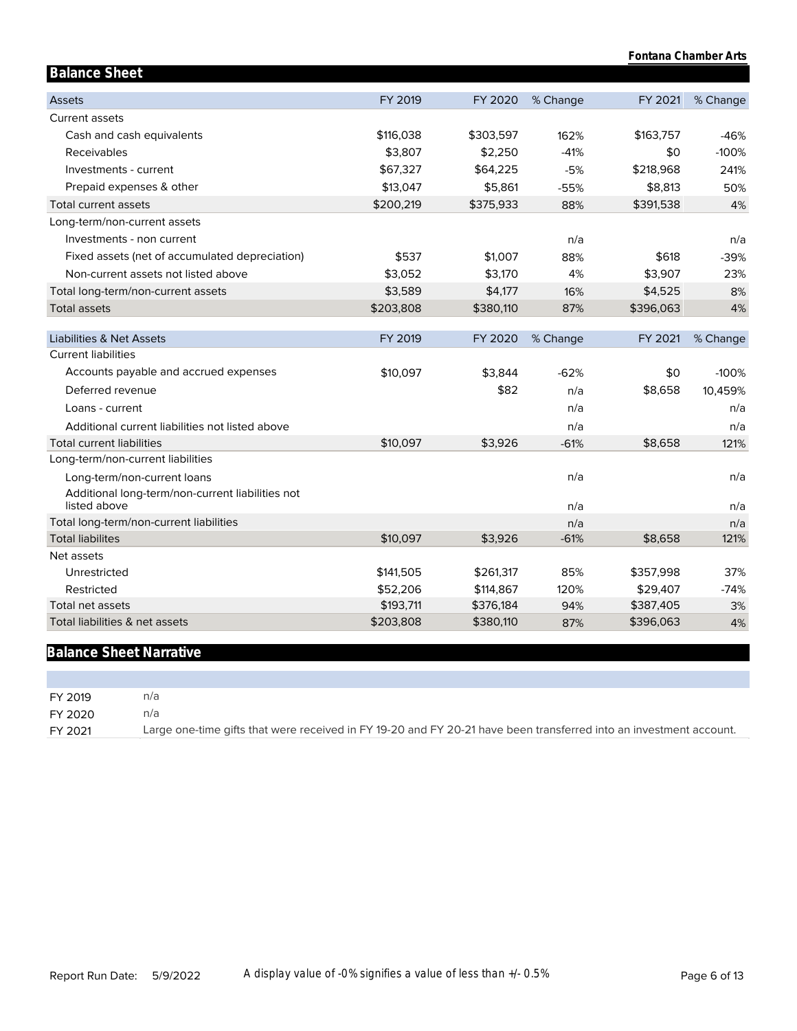## Balance Sheet

| Assets | FY 2019 | FY 2020 | % Change | FY 2021 | % Change |
|---|---|---|---|---|---|
| Current assets | | | | | |
| Cash and cash equivalents | $116,038 | $303,597 | 162% | $163,757 | -46% |
| Receivables | $3,807 | $2,250 | -41% | $0 | -100% |
| Investments - current | $67,327 | $64,225 | -5% | $218,968 | 241% |
| Prepaid expenses & other | $13,047 | $5,861 | -55% | $8,813 | 50% |
| Total current assets | $200,219 | $375,933 | 88% | $391,538 | 4% |
| Long-term/non-current assets | | | | | |
| Investments - non current | | | n/a | | n/a |
| Fixed assets (net of accumulated depreciation) | $537 | $1,007 | 88% | $618 | -39% |
| Non-current assets not listed above | $3,052 | $3,170 | 4% | $3,907 | 23% |
| Total long-term/non-current assets | $3,589 | $4,177 | 16% | $4,525 | 8% |
| Total assets | $203,808 | $380,110 | 87% | $396,063 | 4% |

| Liabilities & Net Assets | FY 2019 | FY 2020 | % Change | FY 2021 | % Change |
|---|---|---|---|---|---|
| Current liabilities | | | | | |
| Accounts payable and accrued expenses | $10,097 | $3,844 | -62% | $0 | -100% |
| Deferred revenue | | $82 | n/a | $8,658 | 10,459% |
| Loans - current | | | n/a | | n/a |
| Additional current liabilities not listed above | | | n/a | | n/a |
| Total current liabilities | $10,097 | $3,926 | -61% | $8,658 | 121% |
| Long-term/non-current liabilities | | | | | |
| Long-term/non-current loans | | | n/a | | n/a |
| Additional long-term/non-current liabilities not listed above | | | n/a | | n/a |
| Total long-term/non-current liabilities | | | n/a | | n/a |
| Total liabilites | $10,097 | $3,926 | -61% | $8,658 | 121% |
| Net assets | | | | | |
| Unrestricted | $141,505 | $261,317 | 85% | $357,998 | 37% |
| Restricted | $52,206 | $114,867 | 120% | $29,407 | -74% |
| Total net assets | $193,711 | $376,184 | 94% | $387,405 | 3% |
| Total liabilities & net assets | $203,808 | $380,110 | 87% | $396,063 | 4% |

## Balance Sheet Narrative

| | |
|---|---|
| FY 2019 | n/a |
| FY 2020 | n/a |
| FY 2021 | Large one-time gifts that were received in FY 19-20 and FY 20-21 have been transferred into an investment account. |

A display value of -0% signifies a value of less than +/- 0.5%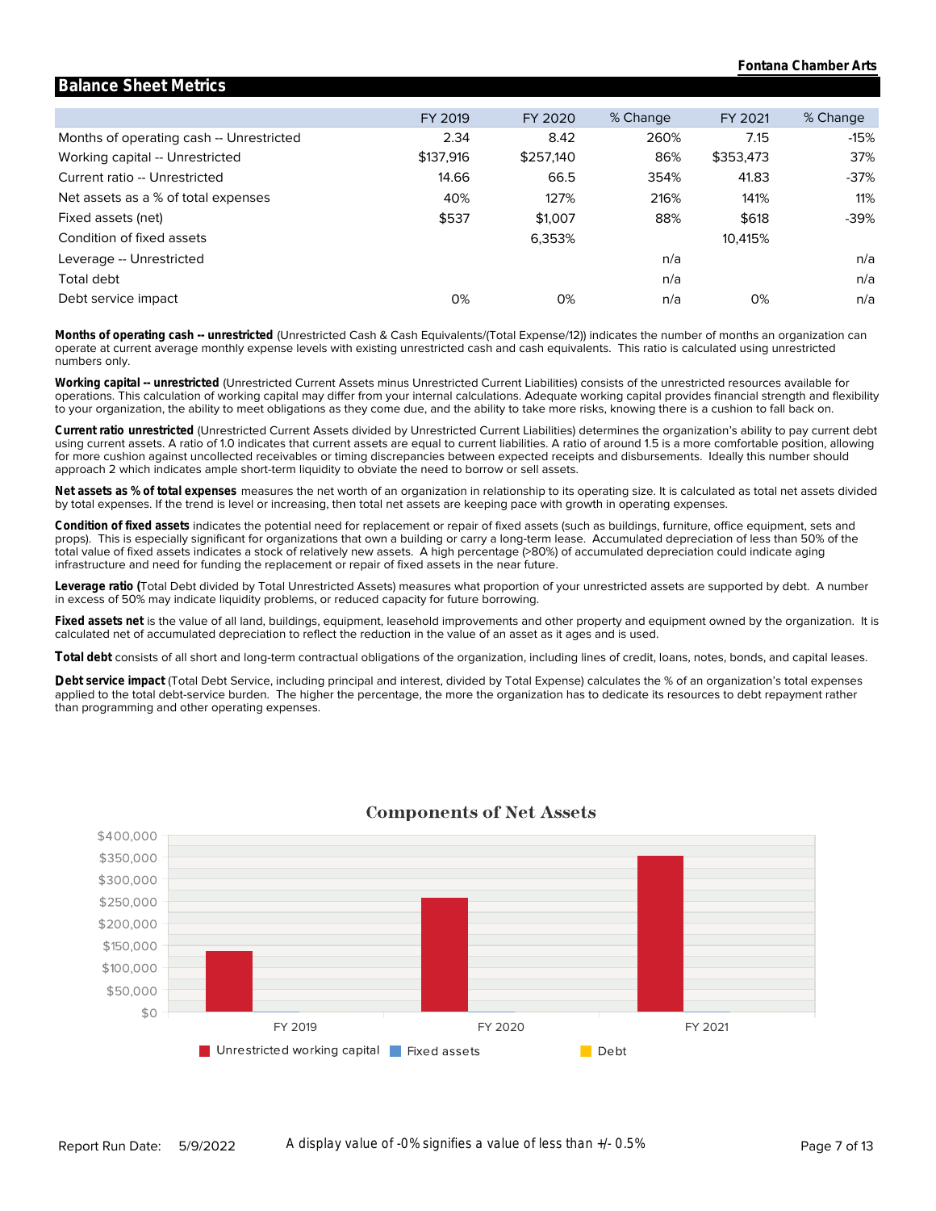## Balance Sheet Metrics

|  | FY 2019 | FY 2020 | % Change | FY 2021 | % Change |
|---|---|---|---|---|---|
| Months of operating cash -- Unrestricted | 2.34 | 8.42 | 260% | 7.15 | -15% |
| Working capital -- Unrestricted | $137,916 | $257,140 | 86% | $353,473 | 37% |
| Current ratio -- Unrestricted | 14.66 | 66.5 | 354% | 41.83 | -37% |
| Net assets as a % of total expenses | 40% | 127% | 216% | 141% | 11% |
| Fixed assets (net) | $537 | $1,007 | 88% | $618 | -39% |
| Condition of fixed assets |  | 6,353% |  | 10,415% |  |
| Leverage -- Unrestricted |  |  | n/a |  | n/a |
| Total debt |  |  | n/a |  | n/a |
| Debt service impact | 0% | 0% | n/a | 0% | n/a |

**Months of operating cash -- unrestricted** (Unrestricted Cash & Cash Equivalents/(Total Expense/12)) indicates the number of months an organization can operate at current average monthly expense levels with existing unrestricted cash and cash equivalents. This ratio is calculated using unrestricted numbers only.

**Working capital -- unrestricted** (Unrestricted Current Assets minus Unrestricted Current Liabilities) consists of the unrestricted resources available for operations. This calculation of working capital may differ from your internal calculations. Adequate working capital provides financial strength and flexibility to your organization, the ability to meet obligations as they come due, and the ability to take more risks, knowing there is a cushion to fall back on.

**Current ratio unrestricted** (Unrestricted Current Assets divided by Unrestricted Current Liabilities) determines the organization's ability to pay current debt using current assets. A ratio of 1.0 indicates that current assets are equal to current liabilities. A ratio of around 1.5 is a more comfortable position, allowing for more cushion against uncollected receivables or timing discrepancies between expected receipts and disbursements. Ideally this number should approach 2 which indicates ample short-term liquidity to obviate the need to borrow or sell assets.

**Net assets as % of total expenses** measures the net worth of an organization in relationship to its operating size. It is calculated as total net assets divided by total expenses. If the trend is level or increasing, then total net assets are keeping pace with growth in operating expenses.

**Condition of fixed assets** indicates the potential need for replacement or repair of fixed assets (such as buildings, furniture, office equipment, sets and props). This is especially significant for organizations that own a building or carry a long-term lease. Accumulated depreciation of less than 50% of the total value of fixed assets indicates a stock of relatively new assets. A high percentage (>80%) of accumulated depreciation could indicate aging infrastructure and need for funding the replacement or repair of fixed assets in the near future.

**Leverage ratio (**Total Debt divided by Total Unrestricted Assets) measures what proportion of your unrestricted assets are supported by debt. A number in excess of 50% may indicate liquidity problems, or reduced capacity for future borrowing.

**Fixed assets net** is the value of all land, buildings, equipment, leasehold improvements and other property and equipment owned by the organization. It is calculated net of accumulated depreciation to reflect the reduction in the value of an asset as it ages and is used.

**Total debt** consists of all short and long-term contractual obligations of the organization, including lines of credit, loans, notes, bonds, and capital leases.

**Debt service impact** (Total Debt Service, including principal and interest, divided by Total Expense) calculates the % of an organization's total expenses applied to the total debt-service burden. The higher the percentage, the more the organization has to dedicate its resources to debt repayment rather than programming and other operating expenses.

**Components of Net Assets**

A display value of -0% signifies a value of less than +/- 0.5%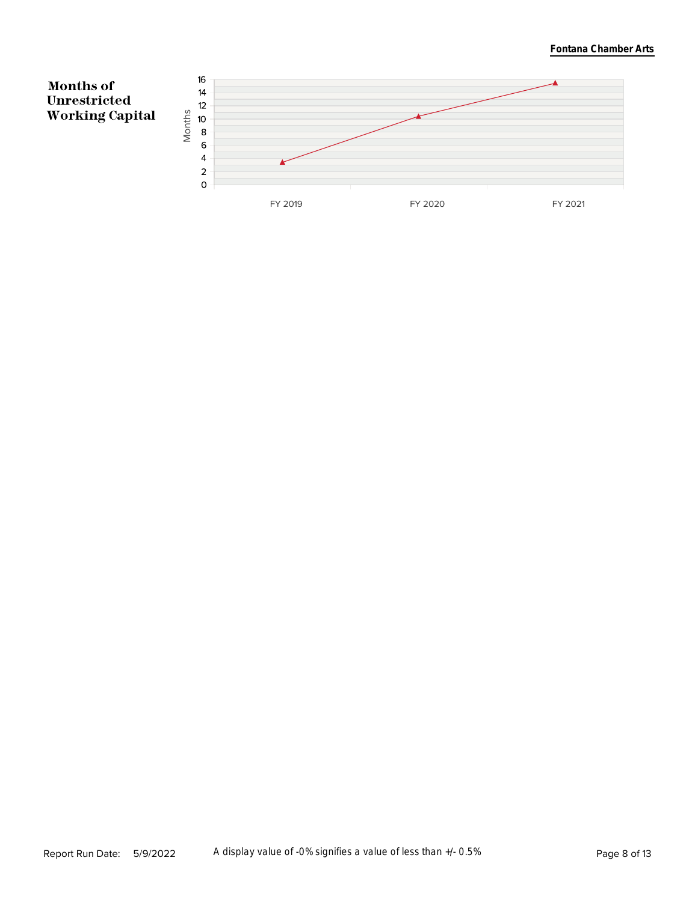## Months of Unrestricted Working Capital

Months

16
14
12
10
8
6
4
2
0

FY 2019 FY 2020 FY 2021

Report Run Date: 5/9/2022

A display value of -0% signifies a value of less than +/- 0.5%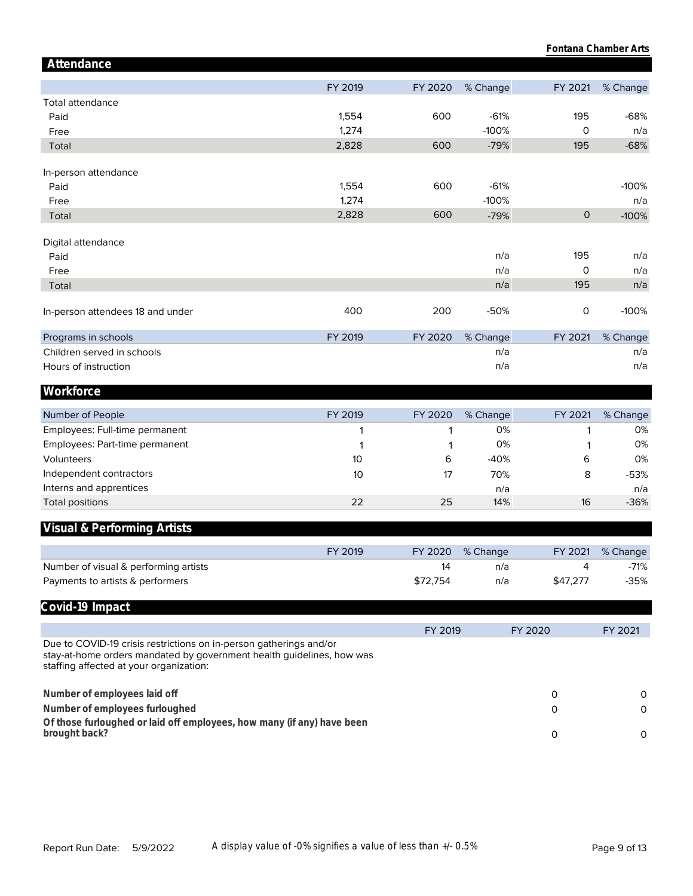Fontana Chamber Arts

## Attendance

| | FY 2019 | FY 2020 | % Change | FY 2021 | % Change |
|---|---|---|---|---|---|
| Total attendance | | | | | |
| Paid | 1,554 | 600 | -61% | 195 | -68% |
| Free | 1,274 | | -100% | 0 | n/a |
| Total | 2,828 | 600 | -79% | 195 | -68% |
| In-person attendance | | | | | |
| Paid | 1,554 | 600 | -61% | | -100% |
| Free | 1,274 | | -100% | | n/a |
| Total | 2,828 | 600 | -79% | 0 | -100% |
| Digital attendance | | | | | |
| Paid | | | n/a | 195 | n/a |
| Free | | | n/a | 0 | n/a |
| Total | | | n/a | 195 | n/a |
| In-person attendees 18 and under | 400 | 200 | -50% | 0 | -100% |

| Programs in schools | FY 2019 | FY 2020 | % Change | FY 2021 | % Change |
|---|---|---|---|---|---|
| Children served in schools | | | n/a | | n/a |
| Hours of instruction | | | n/a | | n/a |

## Workforce

| Number of People | FY 2019 | FY 2020 | % Change | FY 2021 | % Change |
|---|---|---|---|---|---|
| Employees: Full-time permanent | 1 | 1 | 0% | 1 | 0% |
| Employees: Part-time permanent | 1 | 1 | 0% | 1 | 0% |
| Volunteers | 10 | 6 | -40% | 6 | 0% |
| Independent contractors | 10 | 17 | 70% | 8 | -53% |
| Interns and apprentices | | | n/a | | n/a |
| Total positions | 22 | 25 | 14% | 16 | -36% |

## Visual & Performing Artists

| | FY 2019 | FY 2020 | % Change | FY 2021 | % Change |
|---|---|---|---|---|---|
| Number of visual & performing artists | | 14 | n/a | 4 | -71% |
| Payments to artists & performers | | $72,754 | n/a | $47,277 | -35% |

## Covid-19 Impact

| | FY 2019 | FY 2020 | FY 2021 |
|---|---|---|---|
| Due to COVID-19 crisis restrictions on in-person gatherings and/or stay-at-home orders mandated by government health guidelines, how was staffing affected at your organization: | | | |
| **Number of employees laid off** | | 0 | 0 |
| **Number of employees furloughed** | | 0 | 0 |
| **Of those furloughed or laid off employees, how many (if any) have been brought back?** | | 0 | 0 |

Report Run Date: 5/9/2022

A display value of -0% signifies a value of less than +/- 0.5%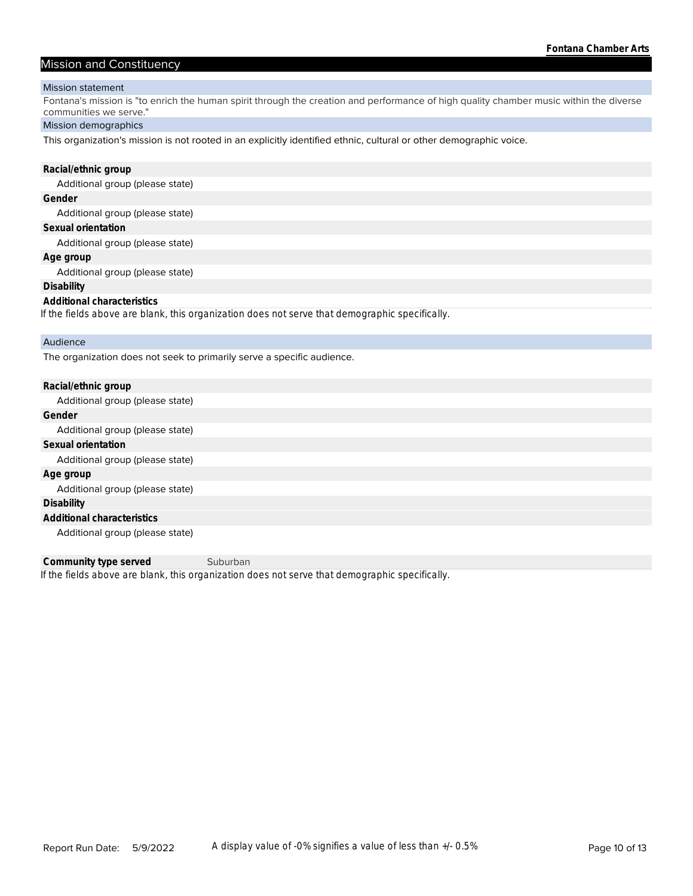## Mission and Constituency

### Mission statement

Fontana's mission is "to enrich the human spirit through the creation and performance of high quality chamber music within the diverse communities we serve."

### Mission demographics

This organization's mission is not rooted in an explicitly identified ethnic, cultural or other demographic voice.

**Racial/ethnic group**

Additional group (please state)

**Gender**

Additional group (please state)

**Sexual orientation**

Additional group (please state)

**Age group**

Additional group (please state)

**Disability**

**Additional characteristics**

*If the fields above are blank, this organization does not serve that demographic specifically.*

### Audience

The organization does not seek to primarily serve a specific audience.

**Racial/ethnic group**

Additional group (please state)

**Gender**

Additional group (please state)

**Sexual orientation**

Additional group (please state)

**Age group**

Additional group (please state)

**Disability**

**Additional characteristics**

Additional group (please state)

**Community type served** Suburban

*If the fields above are blank, this organization does not serve that demographic specifically.*

Report Run Date: 5/9/2022

*A display value of -0% signifies a value of less than +/- 0.5%*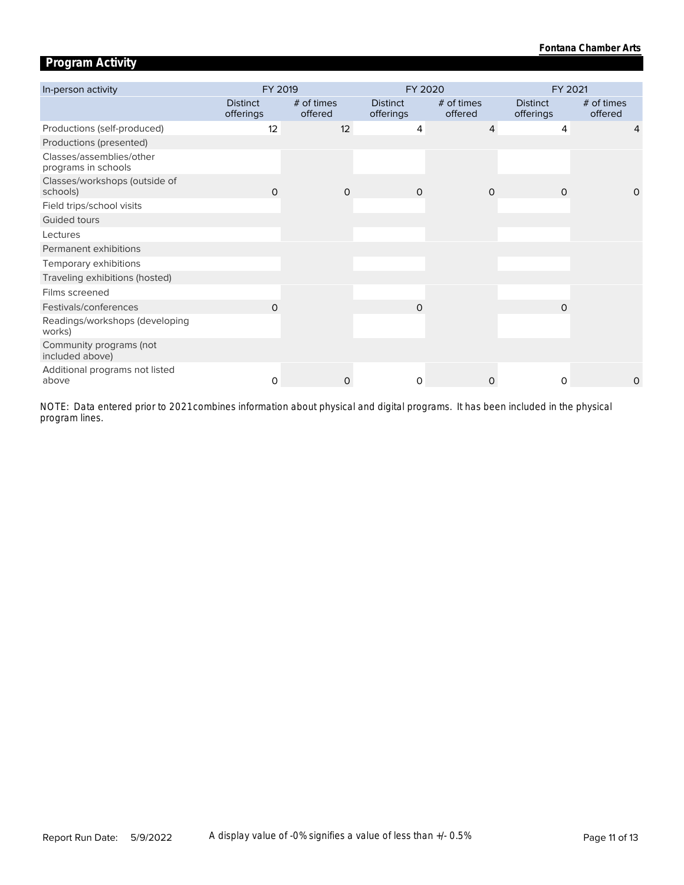## Program Activity

| In-person activity | FY 2019 | | FY 2020 | | FY 2021 | |
|---|---|---|---|---|---|---|
| | Distinct offerings | # of times offered | Distinct offerings | # of times offered | Distinct offerings | # of times offered |
| Productions (self-produced) | 12 | 12 | 4 | 4 | 4 | 4 |
| Productions (presented) | | | | | | |
| Classes/assemblies/other programs in schools | | | | | | |
| Classes/workshops (outside of schools) | 0 | 0 | 0 | 0 | 0 | 0 |
| Field trips/school visits | | | | | | |
| Guided tours | | | | | | |
| Lectures | | | | | | |
| Permanent exhibitions | | | | | | |
| Temporary exhibitions | | | | | | |
| Traveling exhibitions (hosted) | | | | | | |
| Films screened | | | | | | |
| Festivals/conferences | 0 | | 0 | | 0 | |
| Readings/workshops (developing works) | | | | | | |
| Community programs (not included above) | | | | | | |
| Additional programs not listed above | 0 | 0 | 0 | 0 | 0 | 0 |

NOTE: Data entered prior to 2021 combines information about physical and digital programs. It has been included in the physical program lines.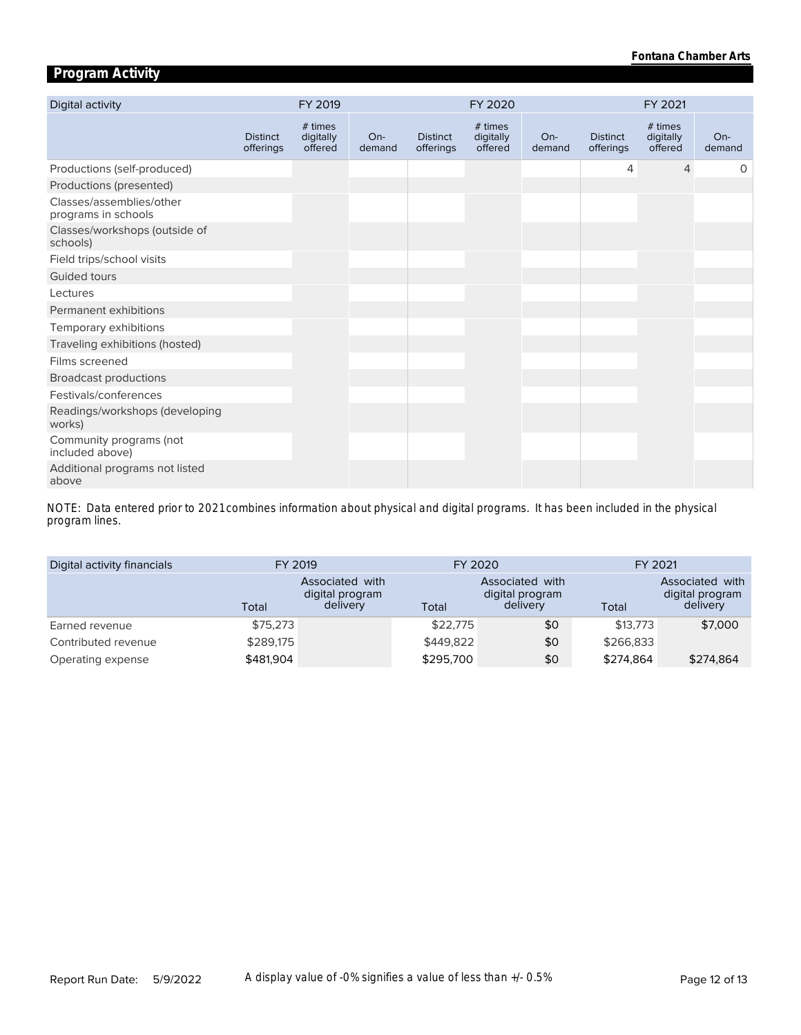## Program Activity

| Digital activity | FY 2019 | | | FY 2020 | | | FY 2021 | | |
|---|---|---|---|---|---|---|---|---|---|
| | Distinct offerings | # times digitally offered | On-demand | Distinct offerings | # times digitally offered | On-demand | Distinct offerings | # times digitally offered | On-demand |
| Productions (self-produced) | | | | | | | 4 | 4 | 0 |
| Productions (presented) | | | | | | | | | |
| Classes/assemblies/other programs in schools | | | | | | | | | |
| Classes/workshops (outside of schools) | | | | | | | | | |
| Field trips/school visits | | | | | | | | | |
| Guided tours | | | | | | | | | |
| Lectures | | | | | | | | | |
| Permanent exhibitions | | | | | | | | | |
| Temporary exhibitions | | | | | | | | | |
| Traveling exhibitions (hosted) | | | | | | | | | |
| Films screened | | | | | | | | | |
| Broadcast productions | | | | | | | | | |
| Festivals/conferences | | | | | | | | | |
| Readings/workshops (developing works) | | | | | | | | | |
| Community programs (not included above) | | | | | | | | | |
| Additional programs not listed above | | | | | | | | | |

NOTE: Data entered prior to 2021 combines information about physical and digital programs. It has been included in the physical program lines.

| Digital activity financials | FY 2019 | | FY 2020 | | FY 2021 | |
|---|---|---|---|---|---|---|
| | Total | Associated with digital program delivery | Total | Associated with digital program delivery | Total | Associated with digital program delivery |
| Earned revenue | $75,273 | | $22,775 | $0 | $13,773 | $7,000 |
| Contributed revenue | $289,175 | | $449,822 | $0 | $266,833 | |
| Operating expense | $481,904 | | $295,700 | $0 | $274,864 | $274,864 |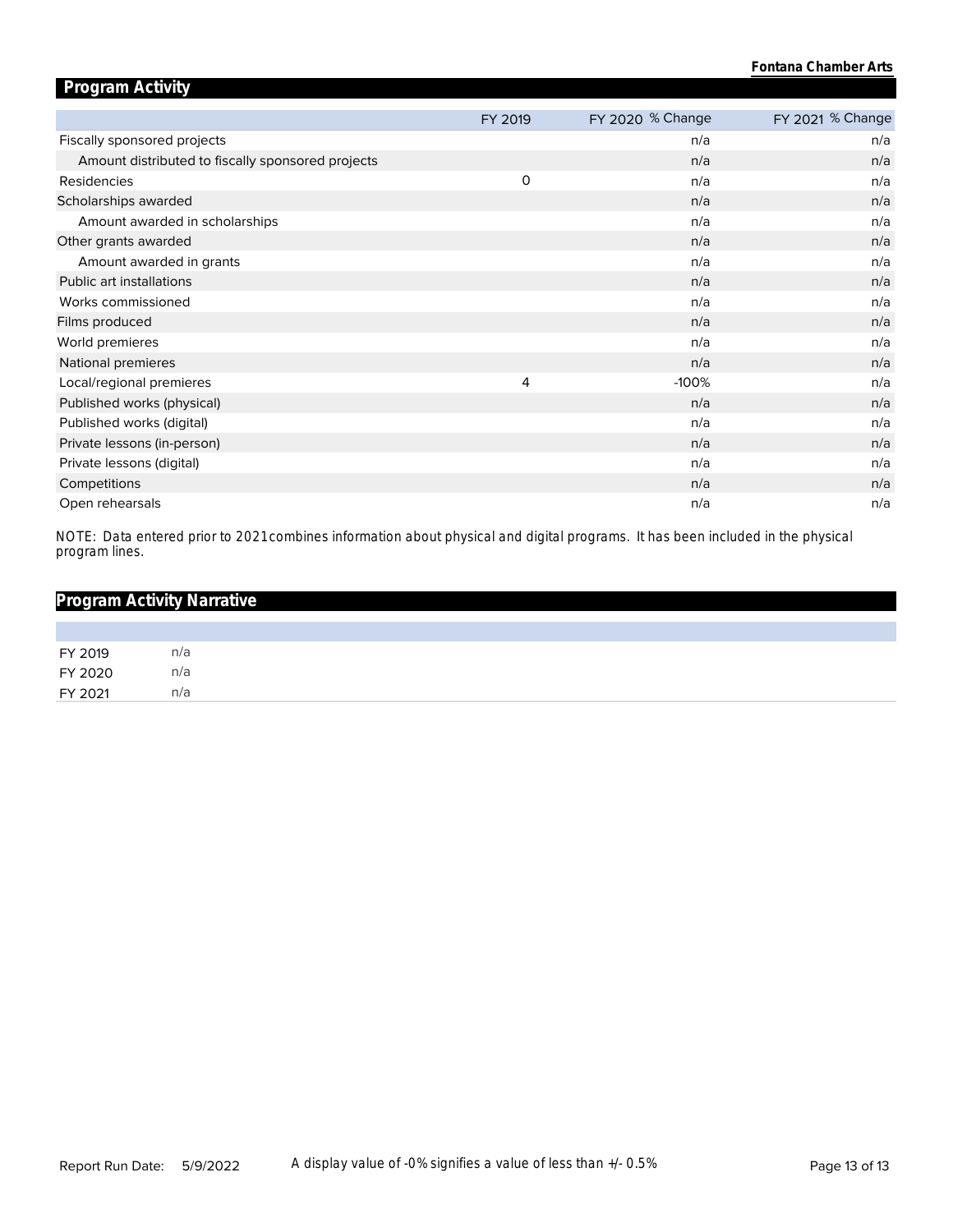## Program Activity

| | FY 2019 | FY 2020 | % Change | FY 2021 | % Change |
|---|---|---|---|---|---|
| Fiscally sponsored projects | | | n/a | | n/a |
| Amount distributed to fiscally sponsored projects | | | n/a | | n/a |
| Residencies | 0 | | n/a | | n/a |
| Scholarships awarded | | | n/a | | n/a |
| Amount awarded in scholarships | | | n/a | | n/a |
| Other grants awarded | | | n/a | | n/a |
| Amount awarded in grants | | | n/a | | n/a |
| Public art installations | | | n/a | | n/a |
| Works commissioned | | | n/a | | n/a |
| Films produced | | | n/a | | n/a |
| World premieres | | | n/a | | n/a |
| National premieres | | | n/a | | n/a |
| Local/regional premieres | 4 | | -100% | | n/a |
| Published works (physical) | | | n/a | | n/a |
| Published works (digital) | | | n/a | | n/a |
| Private lessons (in-person) | | | n/a | | n/a |
| Private lessons (digital) | | | n/a | | n/a |
| Competitions | | | n/a | | n/a |
| Open rehearsals | | | n/a | | n/a |

NOTE: Data entered prior to 2021 combines information about physical and digital programs. It has been included in the physical program lines.

## Program Activity Narrative

| | |
|---|---|
| FY 2019 | n/a |
| FY 2020 | n/a |
| FY 2021 | n/a |

Report Run Date: 5/9/2022

A display value of -0% signifies a value of less than +/- 0.5%